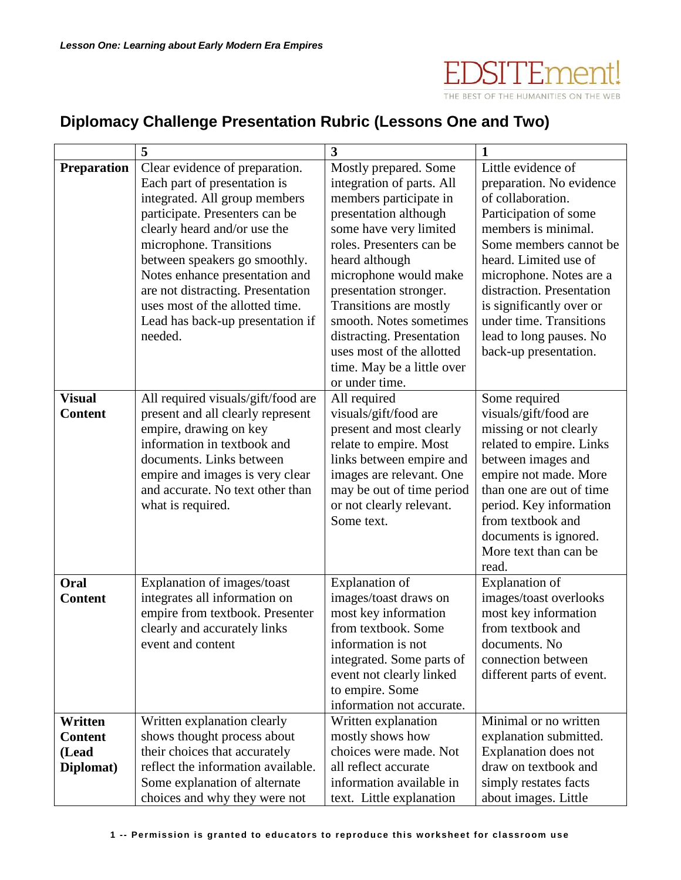*Lesson One: Learning about Early Modern Era Empires*

## Diplomacy Challenge Presentation Rubric (Lessons One and Two)

| | 5 | 3 | 1 |
|---|---|---|---|
| **Preparation** | Clear evidence of preparation. Each part of presentation is integrated. All group members participate. Presenters can be clearly heard and/or use the microphone. Transitions between speakers go smoothly. Notes enhance presentation and are not distracting. Presentation uses most of the allotted time. Lead has back-up presentation if needed. | Mostly prepared. Some integration of parts. All members participate in presentation although some have very limited roles. Presenters can be heard although microphone would make presentation stronger. Transitions are mostly smooth. Notes sometimes distracting. Presentation uses most of the allotted time. May be a little over or under time. | Little evidence of preparation. No evidence of collaboration. Participation of some members is minimal. Some members cannot be heard. Limited use of microphone. Notes are a distraction. Presentation is significantly over or under time. Transitions lead to long pauses. No back-up presentation. |
| **Visual Content** | All required visuals/gift/food are present and all clearly represent empire, drawing on key information in textbook and documents. Links between empire and images is very clear and accurate. No text other than what is required. | All required visuals/gift/food are present and most clearly relate to empire. Most links between empire and images are relevant. One may be out of time period or not clearly relevant. Some text. | Some required visuals/gift/food are missing or not clearly related to empire. Links between images and empire not made. More than one are out of time period. Key information from textbook and documents is ignored. More text than can be read. |
| **Oral Content** | Explanation of images/toast integrates all information on empire from textbook. Presenter clearly and accurately links event and content | Explanation of images/toast draws on most key information from textbook. Some information is not integrated. Some parts of event not clearly linked to empire. Some information not accurate. | Explanation of images/toast overlooks most key information from textbook and documents. No connection between different parts of event. |
| **Written Content (Lead Diplomat)** | Written explanation clearly shows thought process about their choices that accurately reflect the information available. Some explanation of alternate choices and why they were not | Written explanation mostly shows how choices were made. Not all reflect accurate information available in text. Little explanation | Minimal or no written explanation submitted. Explanation does not draw on textbook and simply restates facts about images. Little |

1 -- Permission is granted to educators to reproduce this worksheet for classroom use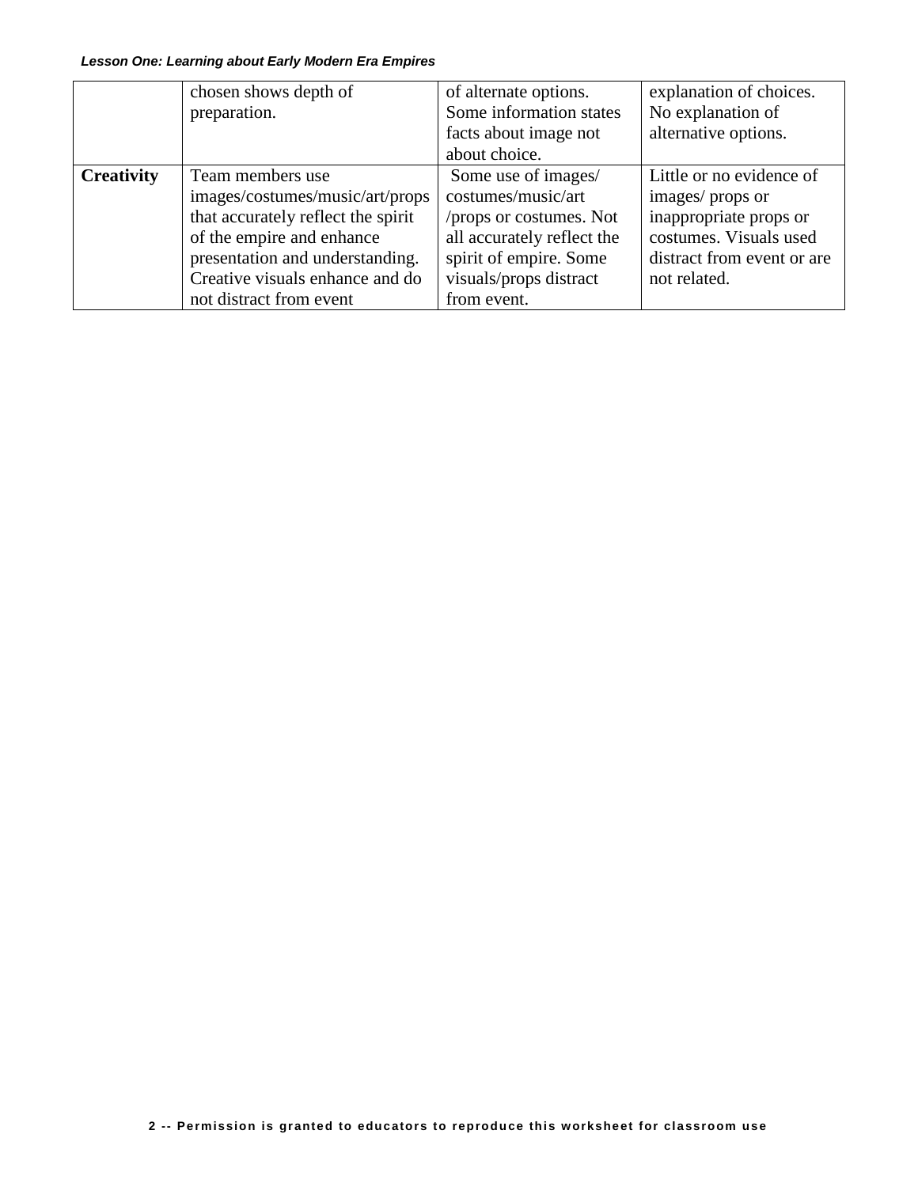| | | | |
|---|---|---|---|
| | chosen shows depth of preparation. | of alternate options. Some information states facts about image not about choice. | explanation of choices. No explanation of alternative options. |
| **Creativity** | Team members use images/costumes/music/art/props that accurately reflect the spirit of the empire and enhance presentation and understanding. Creative visuals enhance and do not distract from event | Some use of images/ costumes/music/art /props or costumes. Not all accurately reflect the spirit of empire. Some visuals/props distract from event. | Little or no evidence of images/ props or inappropriate props or costumes. Visuals used distract from event or are not related. |